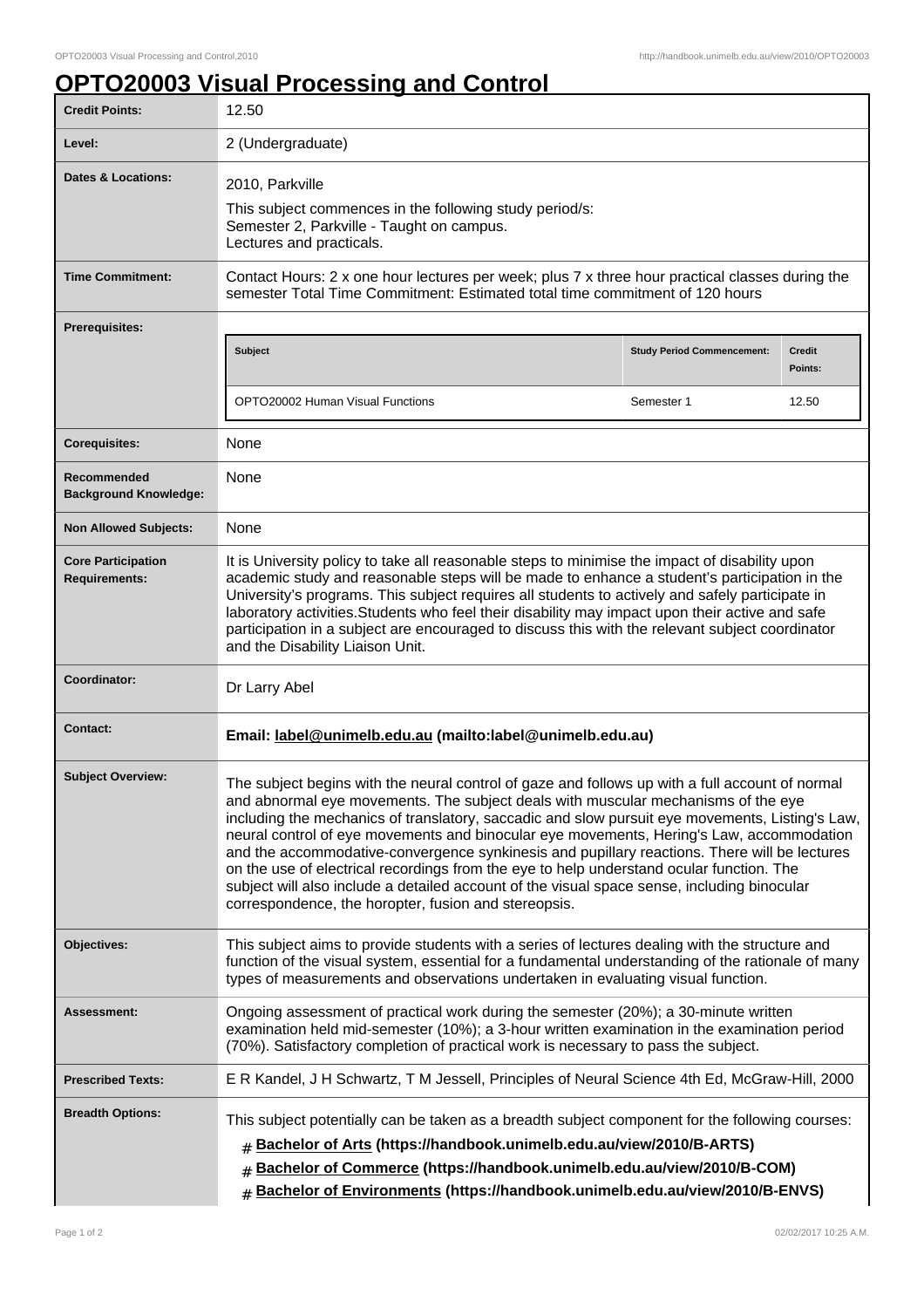# OPTO20003 Visual Processing and Control

| | |
|---|---|
| **Credit Points:** | 12.50 |
| **Level:** | 2 (Undergraduate) |
| **Dates & Locations:** | 2010, Parkville<br>This subject commences in the following study period/s:<br>Semester 2, Parkville - Taught on campus.<br>Lectures and practicals. |
| **Time Commitment:** | Contact Hours: 2 x one hour lectures per week; plus 7 x three hour practical classes during the semester Total Time Commitment: Estimated total time commitment of 120 hours |
| **Prerequisites:** | **Subject** / **Study Period Commencement:** / **Credit Points:**<br>OPTO20002 Human Visual Functions / Semester 1 / 12.50 |
| **Corequisites:** | None |
| **Recommended Background Knowledge:** | None |
| **Non Allowed Subjects:** | None |
| **Core Participation Requirements:** | It is University policy to take all reasonable steps to minimise the impact of disability upon academic study and reasonable steps will be made to enhance a student's participation in the University's programs. This subject requires all students to actively and safely participate in laboratory activities.Students who feel their disability may impact upon their active and safe participation in a subject are encouraged to discuss this with the relevant subject coordinator and the Disability Liaison Unit. |
| **Coordinator:** | Dr Larry Abel |
| **Contact:** | **Email: label@unimelb.edu.au (mailto:label@unimelb.edu.au)** |
| **Subject Overview:** | The subject begins with the neural control of gaze and follows up with a full account of normal and abnormal eye movements. The subject deals with muscular mechanisms of the eye including the mechanics of translatory, saccadic and slow pursuit eye movements, Listing's Law, neural control of eye movements and binocular eye movements, Hering's Law, accommodation and the accommodative-convergence synkinesis and pupillary reactions. There will be lectures on the use of electrical recordings from the eye to help understand ocular function. The subject will also include a detailed account of the visual space sense, including binocular correspondence, the horopter, fusion and stereopsis. |
| **Objectives:** | This subject aims to provide students with a series of lectures dealing with the structure and function of the visual system, essential for a fundamental understanding of the rationale of many types of measurements and observations undertaken in evaluating visual function. |
| **Assessment:** | Ongoing assessment of practical work during the semester (20%); a 30-minute written examination held mid-semester (10%); a 3-hour written examination in the examination period (70%). Satisfactory completion of practical work is necessary to pass the subject. |
| **Prescribed Texts:** | E R Kandel, J H Schwartz, T M Jessell, Principles of Neural Science 4th Ed, McGraw-Hill, 2000 |
| **Breadth Options:** | This subject potentially can be taken as a breadth subject component for the following courses:<br># **Bachelor of Arts (https://handbook.unimelb.edu.au/view/2010/B-ARTS)**<br># **Bachelor of Commerce (https://handbook.unimelb.edu.au/view/2010/B-COM)**<br># **Bachelor of Environments (https://handbook.unimelb.edu.au/view/2010/B-ENVS)** |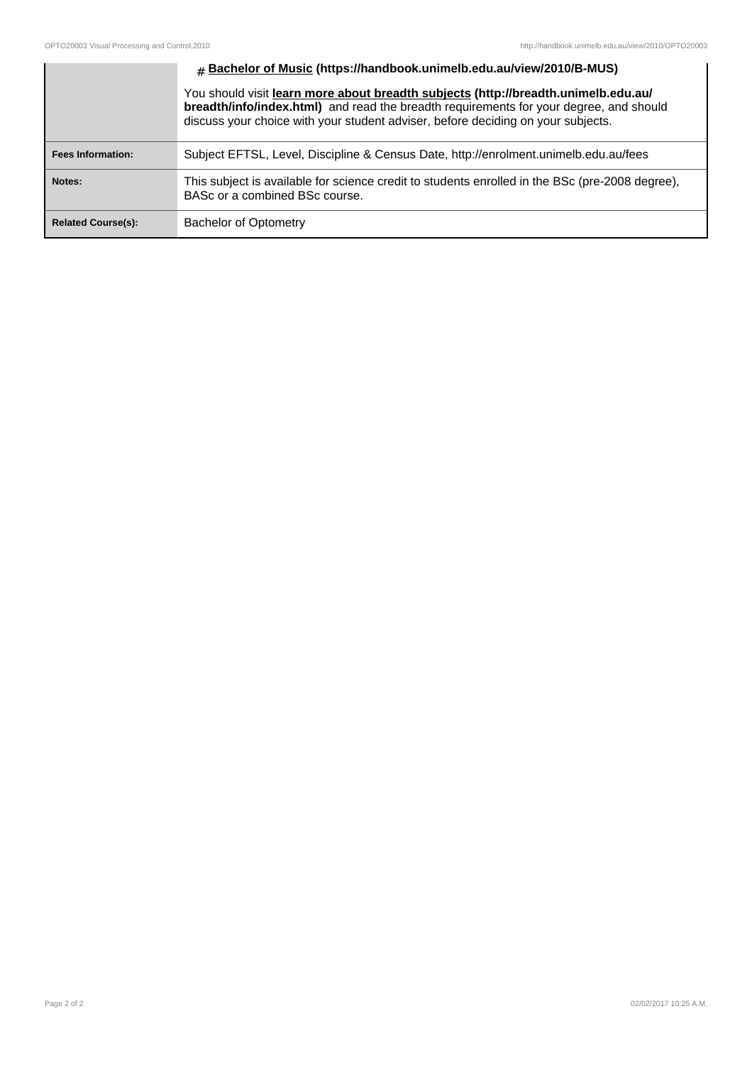| | |
|---|---|
| | # **Bachelor of Music (https://handbook.unimelb.edu.au/view/2010/B-MUS)**<br><br>You should visit **learn more about breadth subjects (http://breadth.unimelb.edu.au/breadth/info/index.html)** and read the breadth requirements for your degree, and should discuss your choice with your student adviser, before deciding on your subjects. |
| **Fees Information:** | Subject EFTSL, Level, Discipline & Census Date, http://enrolment.unimelb.edu.au/fees |
| **Notes:** | This subject is available for science credit to students enrolled in the BSc (pre-2008 degree), BASc or a combined BSc course. |
| **Related Course(s):** | Bachelor of Optometry |